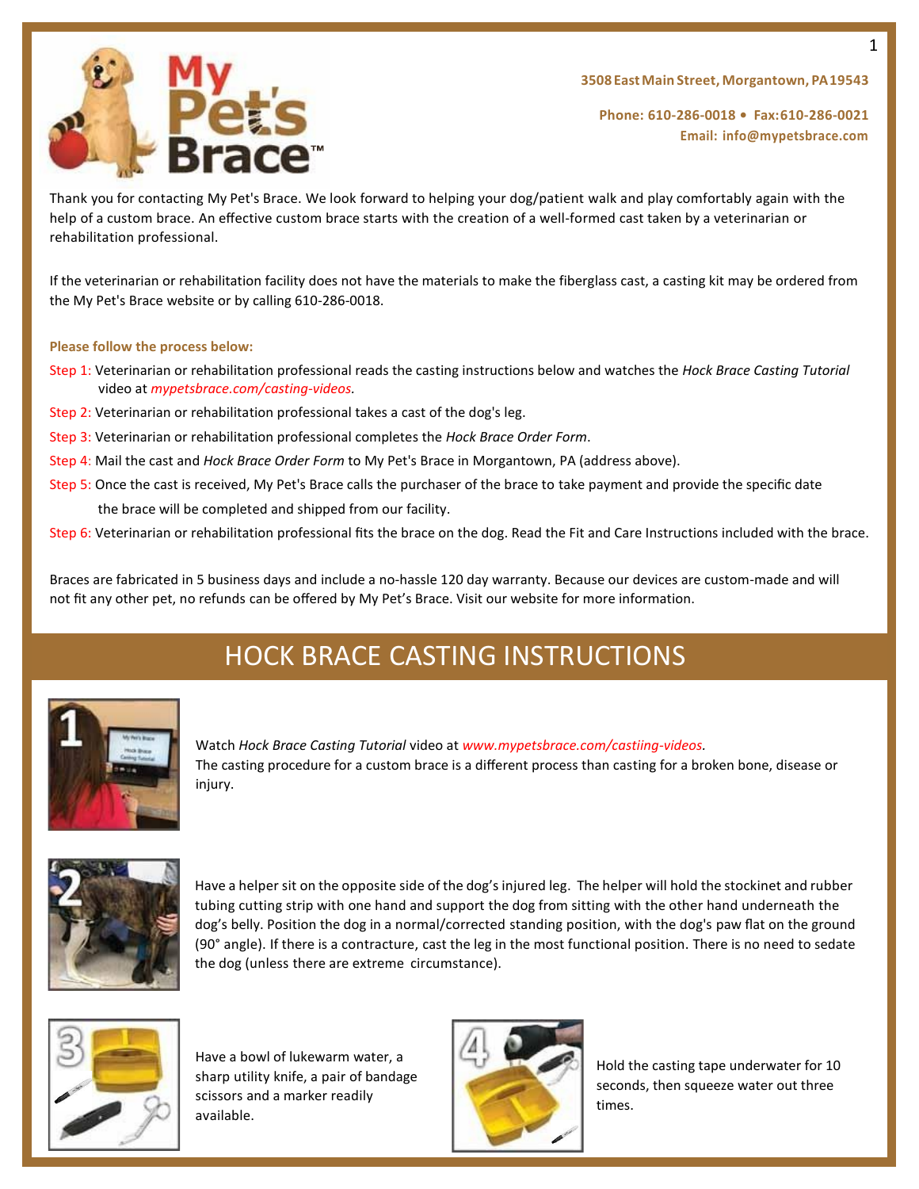3508 East Main Street, Morgantown, PA 19543

**Phone: 610-286-0018 • Fax: 610-286-0021**
**Email: info@mypetsbrace.com**

Thank you for contacting My Pet's Brace. We look forward to helping your dog/patient walk and play comfortably again with the help of a custom brace. An effective custom brace starts with the creation of a well-formed cast taken by a veterinarian or rehabilitation professional.

If the veterinarian or rehabilitation facility does not have the materials to make the fiberglass cast, a casting kit may be ordered from the My Pet's Brace website or by calling 610-286-0018.

**Please follow the process below:**

Step 1: Veterinarian or rehabilitation professional reads the casting instructions below and watches the *Hock Brace Casting Tutorial* video at *mypetsbrace.com/casting-videos*.

Step 2: Veterinarian or rehabilitation professional takes a cast of the dog's leg.

Step 3: Veterinarian or rehabilitation professional completes the *Hock Brace Order Form*.

Step 4: Mail the cast and *Hock Brace Order Form* to My Pet's Brace in Morgantown, PA (address above).

Step 5: Once the cast is received, My Pet's Brace calls the purchaser of the brace to take payment and provide the specific date the brace will be completed and shipped from our facility.

Step 6: Veterinarian or rehabilitation professional fits the brace on the dog. Read the Fit and Care Instructions included with the brace.

Braces are fabricated in 5 business days and include a no-hassle 120 day warranty. Because our devices are custom-made and will not fit any other pet, no refunds can be offered by My Pet's Brace. Visit our website for more information.

# HOCK BRACE CASTING INSTRUCTIONS

1. Watch *Hock Brace Casting Tutorial* video at *www.mypetsbrace.com/castiing-videos*.
The casting procedure for a custom brace is a different process than casting for a broken bone, disease or injury.

2. Have a helper sit on the opposite side of the dog's injured leg. The helper will hold the stockinet and rubber tubing cutting strip with one hand and support the dog from sitting with the other hand underneath the dog's belly. Position the dog in a normal/corrected standing position, with the dog's paw flat on the ground (90° angle). If there is a contracture, cast the leg in the most functional position. There is no need to sedate the dog (unless there are extreme circumstance).

3. Have a bowl of lukewarm water, a sharp utility knife, a pair of bandage scissors and a marker readily available.

4. Hold the casting tape underwater for 10 seconds, then squeeze water out three times.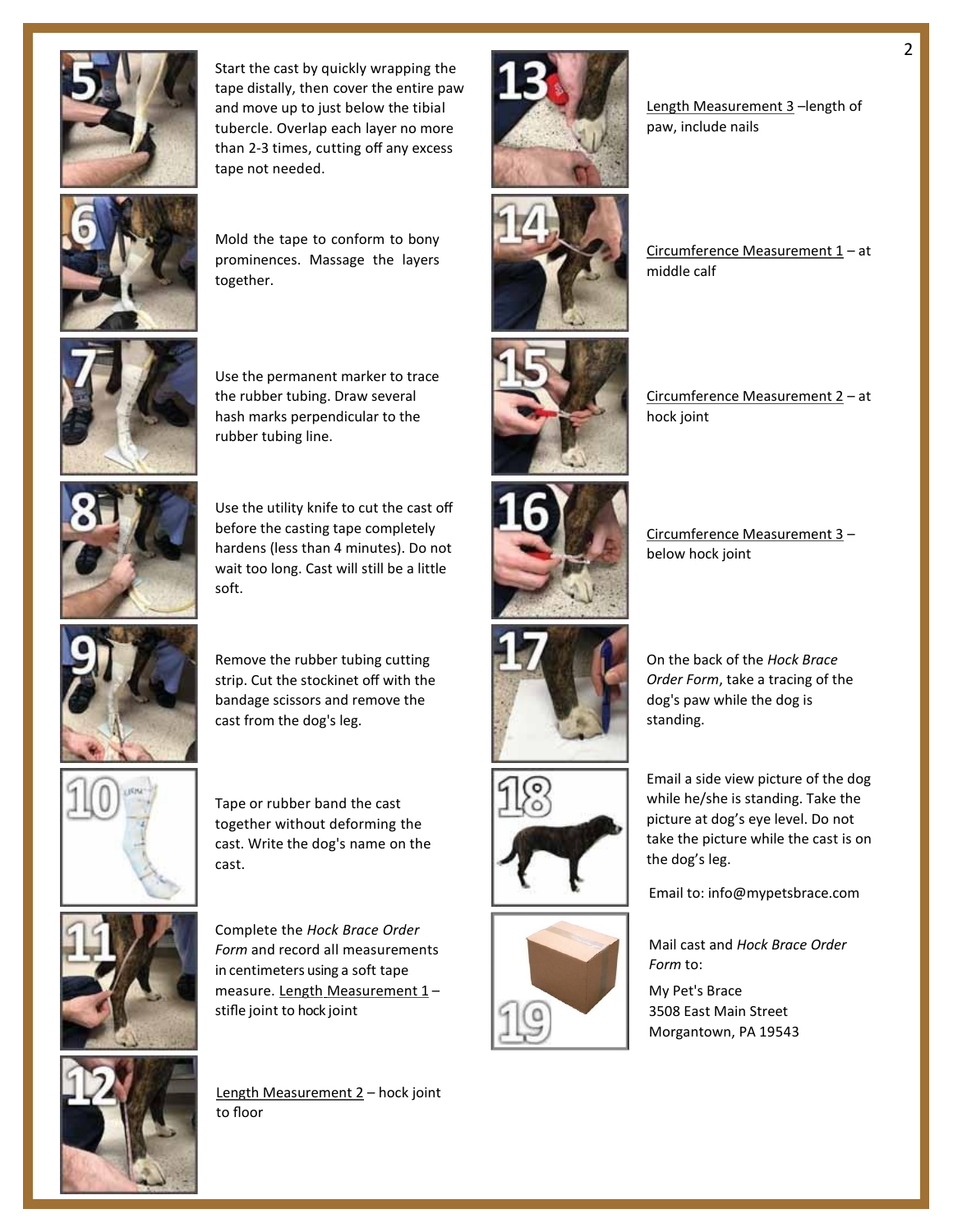5. Start the cast by quickly wrapping the tape distally, then cover the entire paw and move up to just below the tibial tubercle. Overlap each layer no more than 2-3 times, cutting off any excess tape not needed.

6. Mold the tape to conform to bony prominences. Massage the layers together.

7. Use the permanent marker to trace the rubber tubing. Draw several hash marks perpendicular to the rubber tubing line.

8. Use the utility knife to cut the cast off before the casting tape completely hardens (less than 4 minutes). Do not wait too long. Cast will still be a little soft.

9. Remove the rubber tubing cutting strip. Cut the stockinet off with the bandage scissors and remove the cast from the dog's leg.

10. Tape or rubber band the cast together without deforming the cast. Write the dog's name on the cast.

11. Complete the *Hock Brace Order Form* and record all measurements in centimeters using a soft tape measure. Length Measurement 1 – stifle joint to hock joint

12. Length Measurement 2 – hock joint to floor

13. Length Measurement 3 –length of paw, include nails

14. Circumference Measurement 1 – at middle calf

15. Circumference Measurement 2 – at hock joint

16. Circumference Measurement 3 – below hock joint

17. On the back of the *Hock Brace Order Form*, take a tracing of the dog's paw while the dog is standing.

18. Email a side view picture of the dog while he/she is standing. Take the picture at dog's eye level. Do not take the picture while the cast is on the dog's leg.

    Email to: info@mypetsbrace.com

19. Mail cast and *Hock Brace Order Form* to:

    My Pet's Brace
    3508 East Main Street
    Morgantown, PA 19543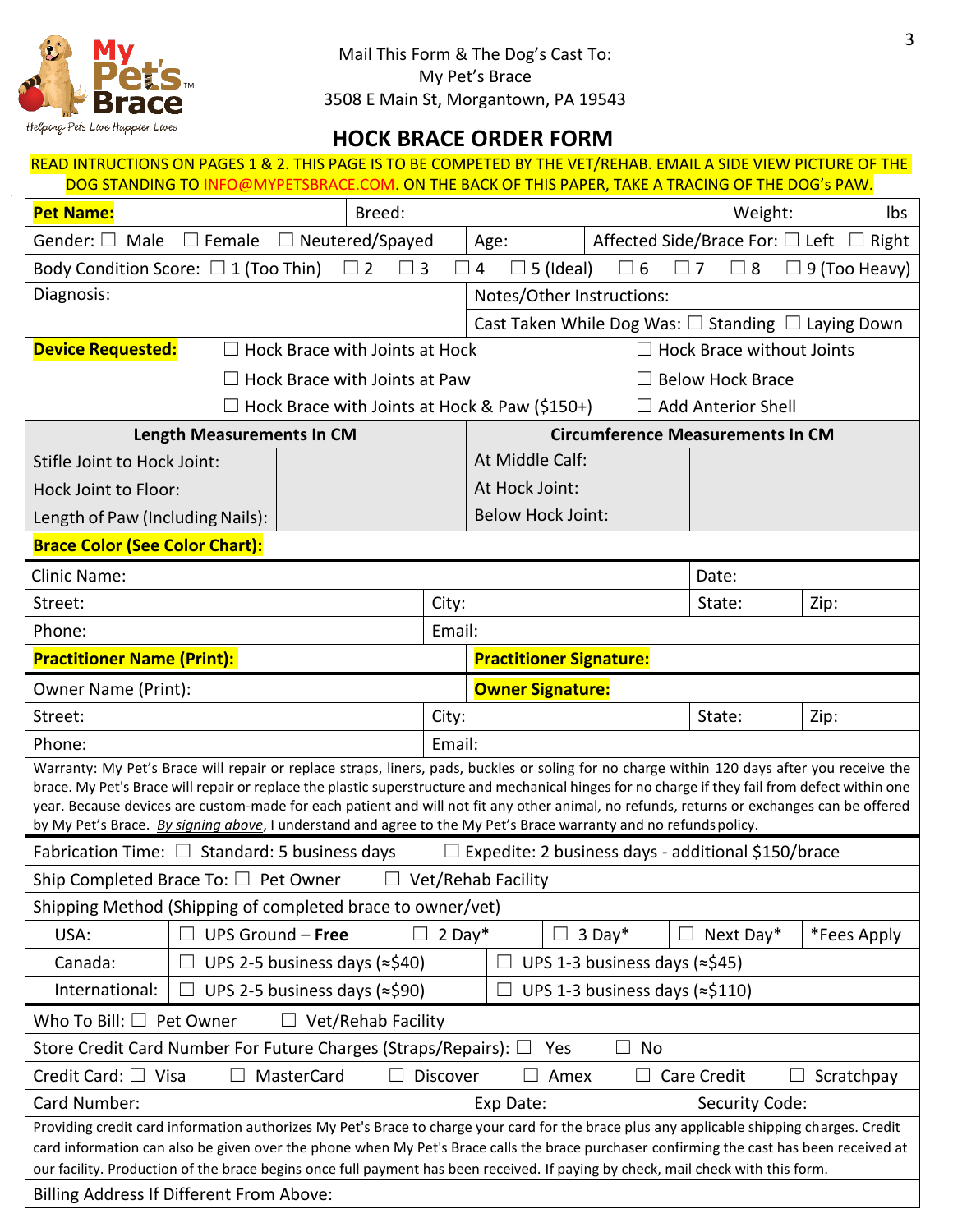Mail This Form & The Dog's Cast To:
My Pet's Brace
3508 E Main St, Morgantown, PA 19543

# HOCK BRACE ORDER FORM

READ INTRUCTIONS ON PAGES 1 & 2. THIS PAGE IS TO BE COMPETED BY THE VET/REHAB. EMAIL A SIDE VIEW PICTURE OF THE DOG STANDING TO INFO@MYPETSBRACE.COM. ON THE BACK OF THIS PAPER, TAKE A TRACING OF THE DOG's PAW.

| **Pet Name:** | Breed: | Weight: lbs |
|---|---|---|
| Gender: ☐ Male ☐ Female ☐ Neutered/Spayed | Age: | Affected Side/Brace For: ☐ Left ☐ Right |

Body Condition Score: ☐ 1 (Too Thin) ☐ 2 ☐ 3 ☐ 4 ☐ 5 (Ideal) ☐ 6 ☐ 7 ☐ 8 ☐ 9 (Too Heavy)

| Diagnosis: | Notes/Other Instructions: |
|---|---|
| | Cast Taken While Dog Was: ☐ Standing ☐ Laying Down |

**Device Requested:**
- ☐ Hock Brace with Joints at Hock
- ☐ Hock Brace without Joints
- ☐ Hock Brace with Joints at Paw
- ☐ Below Hock Brace
- ☐ Hock Brace with Joints at Hock & Paw ($150+)
- ☐ Add Anterior Shell

| Length Measurements In CM | | Circumference Measurements In CM | |
|---|---|---|---|
| Stifle Joint to Hock Joint: | | At Middle Calf: | |
| Hock Joint to Floor: | | At Hock Joint: | |
| Length of Paw (Including Nails): | | Below Hock Joint: | |

**Brace Color (See Color Chart):**

| Clinic Name: | | Date: | |
|---|---|---|---|
| Street: | City: | State: | Zip: |
| Phone: | Email: | | |
| **Practitioner Name (Print):** | **Practitioner Signature:** | | |

| Owner Name (Print): | **Owner Signature:** | | |
|---|---|---|---|
| Street: | City: | State: | Zip: |
| Phone: | Email: | | |

Warranty: My Pet's Brace will repair or replace straps, liners, pads, buckles or soling for no charge within 120 days after you receive the brace. My Pet's Brace will repair or replace the plastic superstructure and mechanical hinges for no charge if they fail from defect within one year. Because devices are custom-made for each patient and will not fit any other animal, no refunds, returns or exchanges can be offered by My Pet's Brace. *By signing above*, I understand and agree to the My Pet's Brace warranty and no refunds policy.

Fabrication Time: ☐ Standard: 5 business days ☐ Expedite: 2 business days - additional $150/brace

Ship Completed Brace To: ☐ Pet Owner ☐ Vet/Rehab Facility

Shipping Method (Shipping of completed brace to owner/vet)

| | | | | |
|---|---|---|---|---|
| USA: | ☐ UPS Ground – **Free** | ☐ 2 Day* | ☐ 3 Day* ☐ Next Day* | *Fees Apply |
| Canada: | ☐ UPS 2-5 business days (≈$40) | ☐ UPS 1-3 business days (≈$45) | | |
| International: | ☐ UPS 2-5 business days (≈$90) | ☐ UPS 1-3 business days (≈$110) | | |

Who To Bill: ☐ Pet Owner ☐ Vet/Rehab Facility

Store Credit Card Number For Future Charges (Straps/Repairs): ☐ Yes ☐ No

Credit Card: ☐ Visa ☐ MasterCard ☐ Discover ☐ Amex ☐ Care Credit ☐ Scratchpay

Card Number: Exp Date: Security Code:

Providing credit card information authorizes My Pet's Brace to charge your card for the brace plus any applicable shipping charges. Credit card information can also be given over the phone when My Pet's Brace calls the brace purchaser confirming the cast has been received at our facility. Production of the brace begins once full payment has been received. If paying by check, mail check with this form.

Billing Address If Different From Above: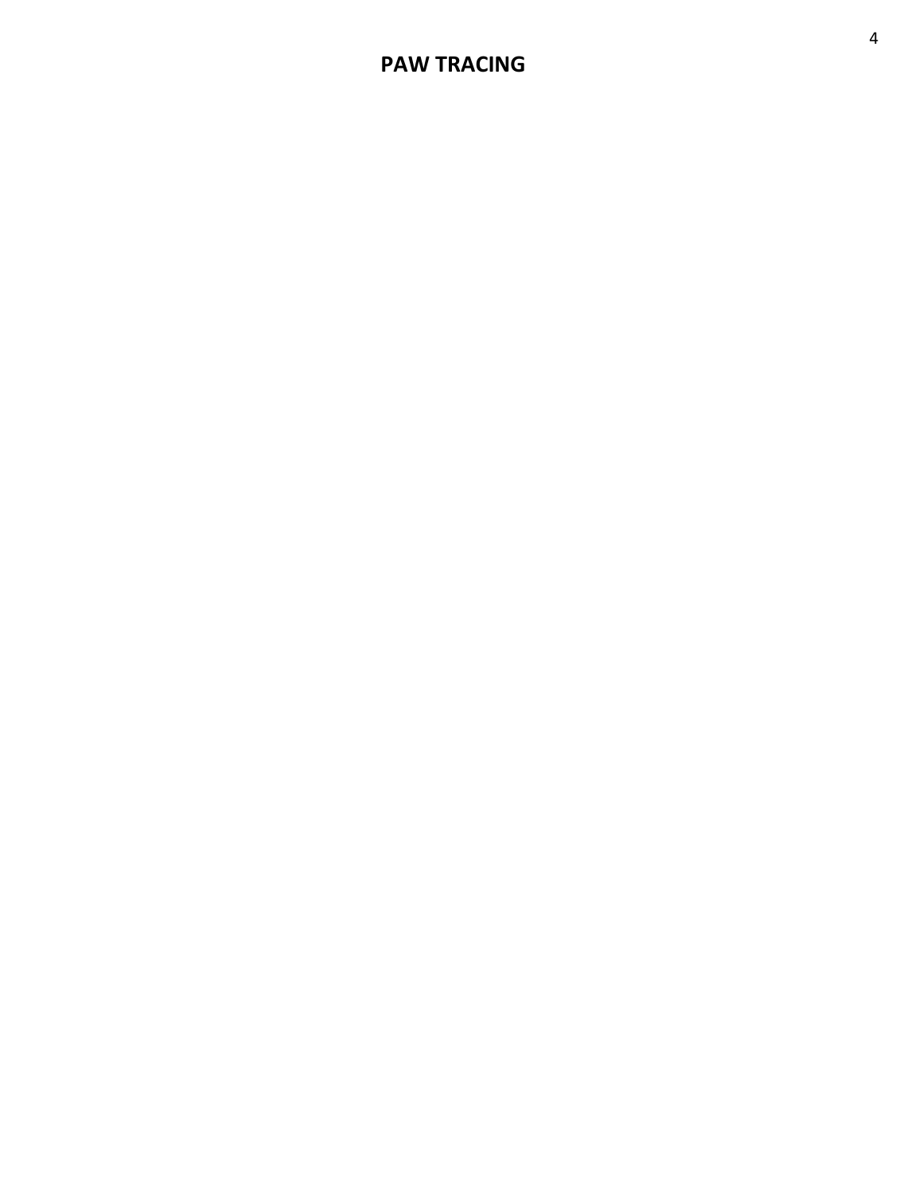# PAW TRACING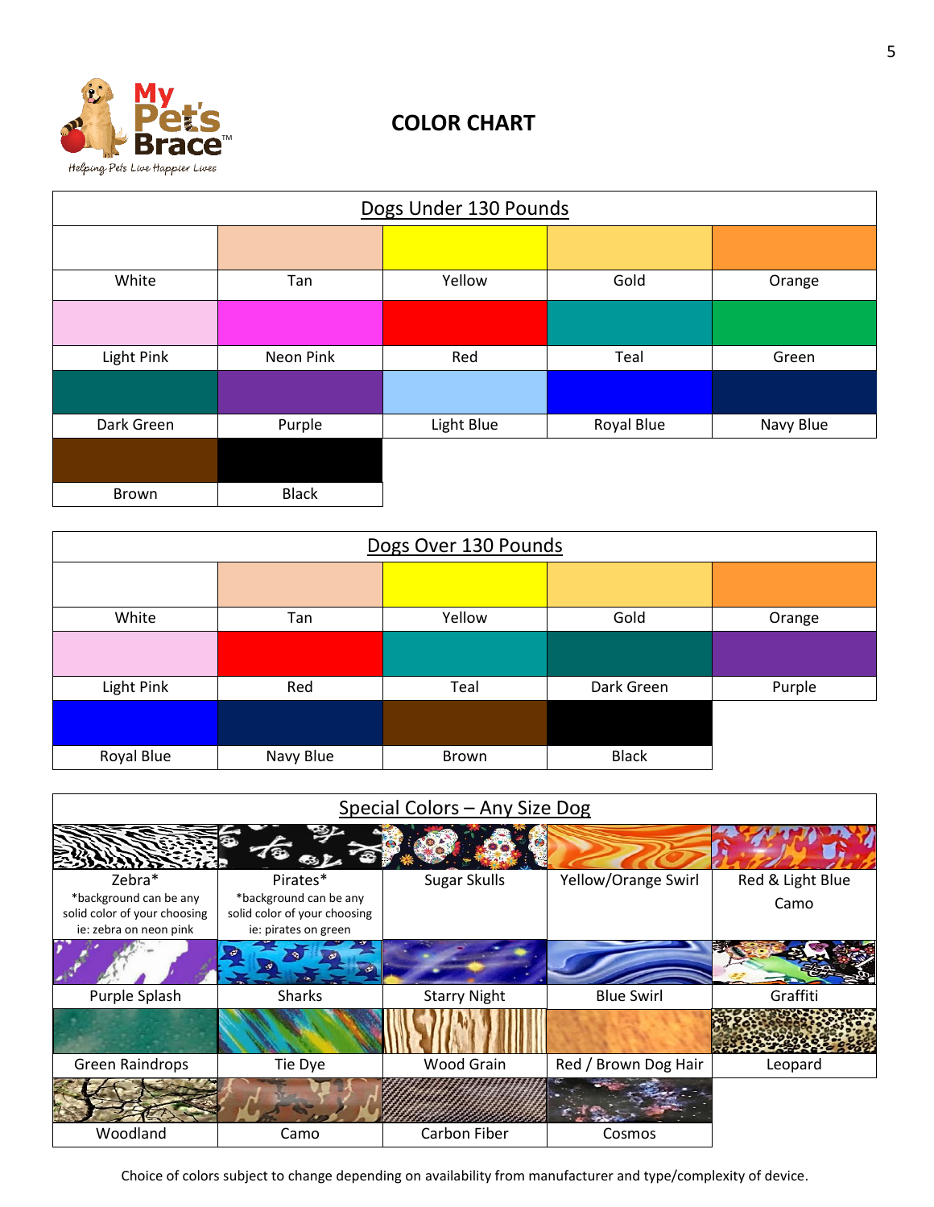# COLOR CHART

| Dogs Under 130 Pounds | | | | |
|---|---|---|---|---|
| White | Tan | Yellow | Gold | Orange |
| Light Pink | Neon Pink | Red | Teal | Green |
| Dark Green | Purple | Light Blue | Royal Blue | Navy Blue |
| Brown | Black | | | |

| Dogs Over 130 Pounds | | | | |
|---|---|---|---|---|
| White | Tan | Yellow | Gold | Orange |
| Light Pink | Red | Teal | Dark Green | Purple |
| Royal Blue | Navy Blue | Brown | Black | |

| Special Colors – Any Size Dog | | | | |
|---|---|---|---|---|
| Zebra* *background can be any solid color of your choosing ie: zebra on neon pink | Pirates* *background can be any solid color of your choosing ie: pirates on green | Sugar Skulls | Yellow/Orange Swirl | Red & Light Blue Camo |
| Purple Splash | Sharks | Starry Night | Blue Swirl | Graffiti |
| Green Raindrops | Tie Dye | Wood Grain | Red / Brown Dog Hair | Leopard |
| Woodland | Camo | Carbon Fiber | Cosmos | |

Choice of colors subject to change depending on availability from manufacturer and type/complexity of device.